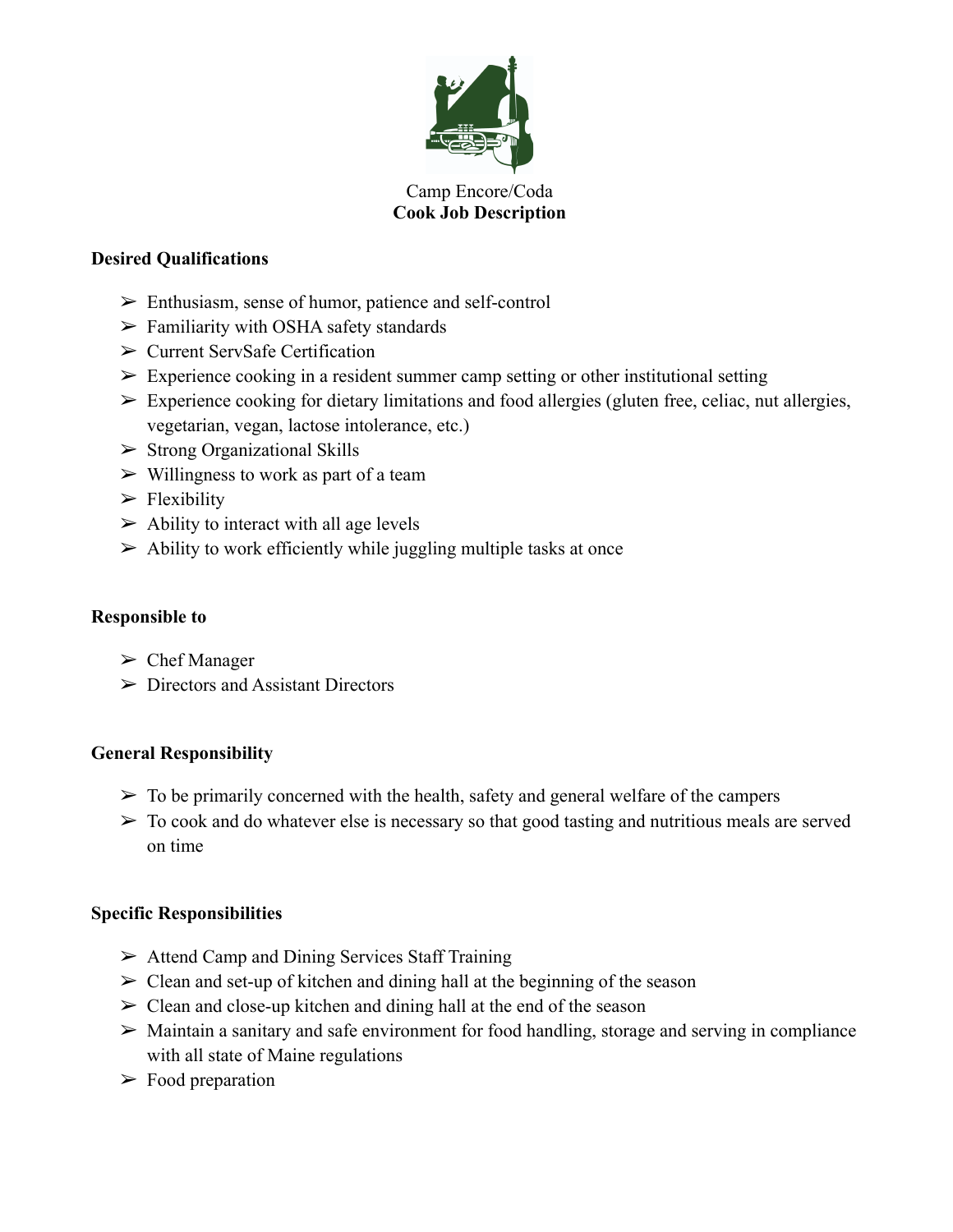Camp Encore/Coda

**Cook Job Description**

## Desired Qualifications

- Enthusiasm, sense of humor, patience and self-control
- Familiarity with OSHA safety standards
- Current ServSafe Certification
- Experience cooking in a resident summer camp setting or other institutional setting
- Experience cooking for dietary limitations and food allergies (gluten free, celiac, nut allergies, vegetarian, vegan, lactose intolerance, etc.)
- Strong Organizational Skills
- Willingness to work as part of a team
- Flexibility
- Ability to interact with all age levels
- Ability to work efficiently while juggling multiple tasks at once

## Responsible to

- Chef Manager
- Directors and Assistant Directors

## General Responsibility

- To be primarily concerned with the health, safety and general welfare of the campers
- To cook and do whatever else is necessary so that good tasting and nutritious meals are served on time

## Specific Responsibilities

- Attend Camp and Dining Services Staff Training
- Clean and set-up of kitchen and dining hall at the beginning of the season
- Clean and close-up kitchen and dining hall at the end of the season
- Maintain a sanitary and safe environment for food handling, storage and serving in compliance with all state of Maine regulations
- Food preparation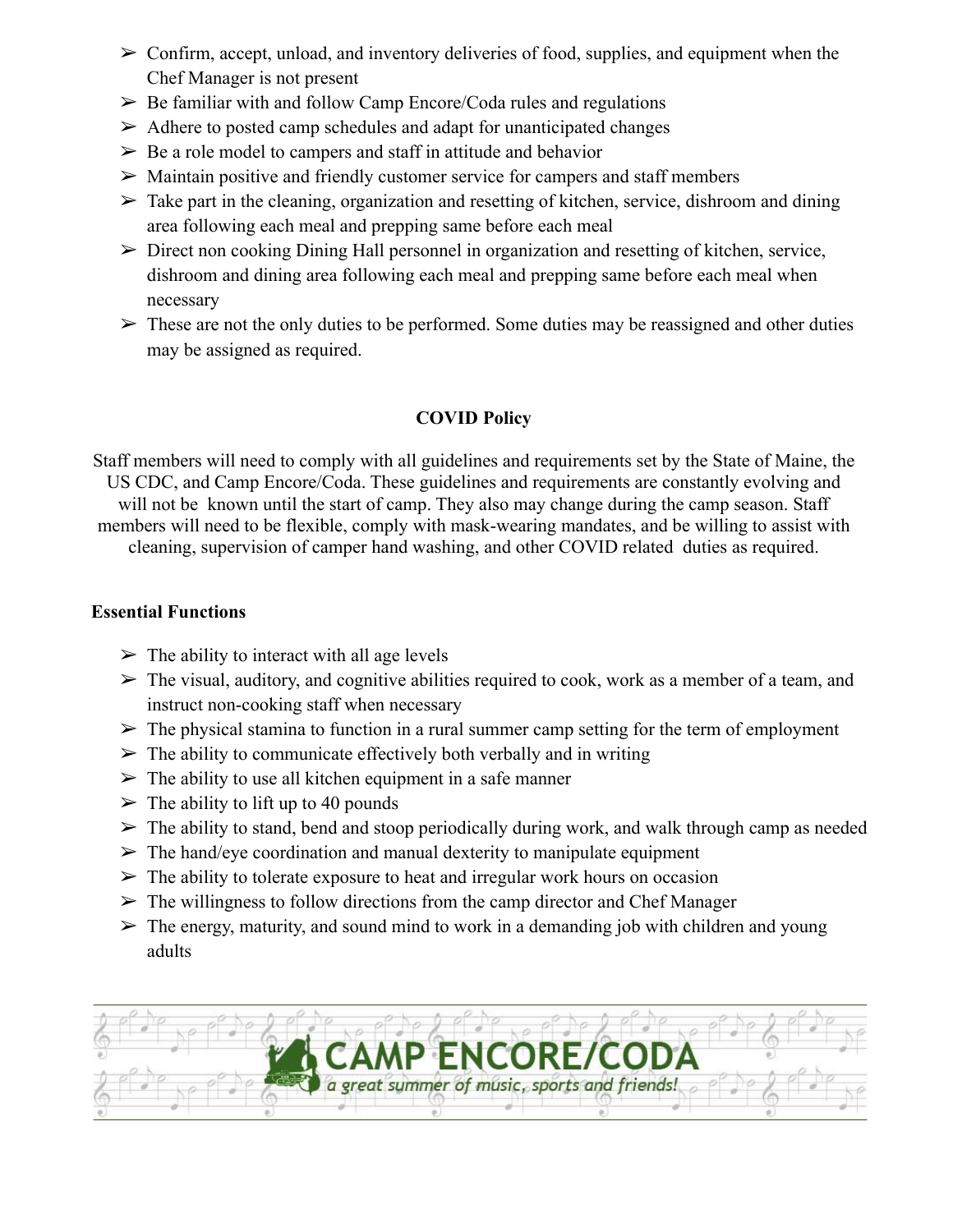- Confirm, accept, unload, and inventory deliveries of food, supplies, and equipment when the Chef Manager is not present
- Be familiar with and follow Camp Encore/Coda rules and regulations
- Adhere to posted camp schedules and adapt for unanticipated changes
- Be a role model to campers and staff in attitude and behavior
- Maintain positive and friendly customer service for campers and staff members
- Take part in the cleaning, organization and resetting of kitchen, service, dishroom and dining area following each meal and prepping same before each meal
- Direct non cooking Dining Hall personnel in organization and resetting of kitchen, service, dishroom and dining area following each meal and prepping same before each meal when necessary
- These are not the only duties to be performed. Some duties may be reassigned and other duties may be assigned as required.

**COVID Policy**

Staff members will need to comply with all guidelines and requirements set by the State of Maine, the US CDC, and Camp Encore/Coda. These guidelines and requirements are constantly evolving and will not be known until the start of camp. They also may change during the camp season. Staff members will need to be flexible, comply with mask-wearing mandates, and be willing to assist with cleaning, supervision of camper hand washing, and other COVID related duties as required.

**Essential Functions**

- The ability to interact with all age levels
- The visual, auditory, and cognitive abilities required to cook, work as a member of a team, and instruct non-cooking staff when necessary
- The physical stamina to function in a rural summer camp setting for the term of employment
- The ability to communicate effectively both verbally and in writing
- The ability to use all kitchen equipment in a safe manner
- The ability to lift up to 40 pounds
- The ability to stand, bend and stoop periodically during work, and walk through camp as needed
- The hand/eye coordination and manual dexterity to manipulate equipment
- The ability to tolerate exposure to heat and irregular work hours on occasion
- The willingness to follow directions from the camp director and Chef Manager
- The energy, maturity, and sound mind to work in a demanding job with children and young adults